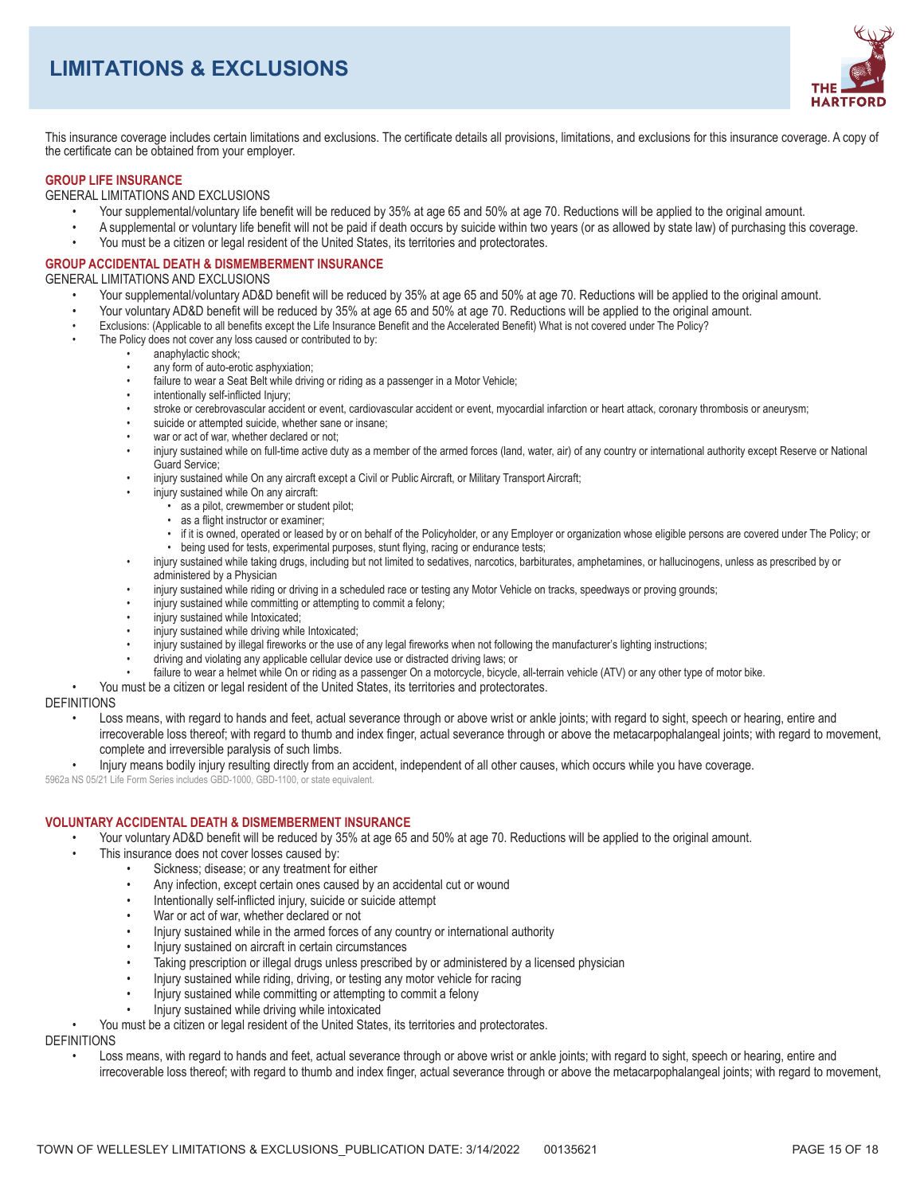# LIMITATIONS & EXCLUSIONS

This insurance coverage includes certain limitations and exclusions. The certificate details all provisions, limitations, and exclusions for this insurance coverage. A copy of the certificate can be obtained from your employer.

## GROUP LIFE INSURANCE

GENERAL LIMITATIONS AND EXCLUSIONS

- Your supplemental/voluntary life benefit will be reduced by 35% at age 65 and 50% at age 70. Reductions will be applied to the original amount.
- A supplemental or voluntary life benefit will not be paid if death occurs by suicide within two years (or as allowed by state law) of purchasing this coverage.
- You must be a citizen or legal resident of the United States, its territories and protectorates.

## GROUP ACCIDENTAL DEATH & DISMEMBERMENT INSURANCE

GENERAL LIMITATIONS AND EXCLUSIONS

- Your supplemental/voluntary AD&D benefit will be reduced by 35% at age 65 and 50% at age 70. Reductions will be applied to the original amount.
- Your voluntary AD&D benefit will be reduced by 35% at age 65 and 50% at age 70. Reductions will be applied to the original amount.
- Exclusions: (Applicable to all benefits except the Life Insurance Benefit and the Accelerated Benefit) What is not covered under The Policy?
- The Policy does not cover any loss caused or contributed to by:
  - anaphylactic shock;
  - any form of auto-erotic asphyxiation;
  - failure to wear a Seat Belt while driving or riding as a passenger in a Motor Vehicle;
  - intentionally self-inflicted Injury;
  - stroke or cerebrovascular accident or event, cardiovascular accident or event, myocardial infarction or heart attack, coronary thrombosis or aneurysm;
  - suicide or attempted suicide, whether sane or insane;
  - war or act of war, whether declared or not;
  - injury sustained while on full-time active duty as a member of the armed forces (land, water, air) of any country or international authority except Reserve or National Guard Service;
  - injury sustained while On any aircraft except a Civil or Public Aircraft, or Military Transport Aircraft;
  - injury sustained while On any aircraft:
    - as a pilot, crewmember or student pilot;
    - as a flight instructor or examiner;
    - if it is owned, operated or leased by or on behalf of the Policyholder, or any Employer or organization whose eligible persons are covered under The Policy; or
    - being used for tests, experimental purposes, stunt flying, racing or endurance tests;
  - injury sustained while taking drugs, including but not limited to sedatives, narcotics, barbiturates, amphetamines, or hallucinogens, unless as prescribed by or administered by a Physician
  - injury sustained while riding or driving in a scheduled race or testing any Motor Vehicle on tracks, speedways or proving grounds;
  - injury sustained while committing or attempting to commit a felony;
  - injury sustained while Intoxicated;
  - injury sustained while driving while Intoxicated;
  - injury sustained by illegal fireworks or the use of any legal fireworks when not following the manufacturer's lighting instructions;
  - driving and violating any applicable cellular device use or distracted driving laws; or
  - failure to wear a helmet while On or riding as a passenger On a motorcycle, bicycle, all-terrain vehicle (ATV) or any other type of motor bike.
- You must be a citizen or legal resident of the United States, its territories and protectorates.

DEFINITIONS

- Loss means, with regard to hands and feet, actual severance through or above wrist or ankle joints; with regard to sight, speech or hearing, entire and irrecoverable loss thereof; with regard to thumb and index finger, actual severance through or above the metacarpophalangeal joints; with regard to movement, complete and irreversible paralysis of such limbs.
- Injury means bodily injury resulting directly from an accident, independent of all other causes, which occurs while you have coverage.

5962a NS 05/21 Life Form Series includes GBD-1000, GBD-1100, or state equivalent.

## VOLUNTARY ACCIDENTAL DEATH & DISMEMBERMENT INSURANCE

- Your voluntary AD&D benefit will be reduced by 35% at age 65 and 50% at age 70. Reductions will be applied to the original amount.
- This insurance does not cover losses caused by:
  - Sickness; disease; or any treatment for either
  - Any infection, except certain ones caused by an accidental cut or wound
  - Intentionally self-inflicted injury, suicide or suicide attempt
  - War or act of war, whether declared or not
  - Injury sustained while in the armed forces of any country or international authority
  - Injury sustained on aircraft in certain circumstances
  - Taking prescription or illegal drugs unless prescribed by or administered by a licensed physician
  - Injury sustained while riding, driving, or testing any motor vehicle for racing
  - Injury sustained while committing or attempting to commit a felony
  - Injury sustained while driving while intoxicated
- You must be a citizen or legal resident of the United States, its territories and protectorates.

DEFINITIONS

- Loss means, with regard to hands and feet, actual severance through or above wrist or ankle joints; with regard to sight, speech or hearing, entire and irrecoverable loss thereof; with regard to thumb and index finger, actual severance through or above the metacarpophalangeal joints; with regard to movement,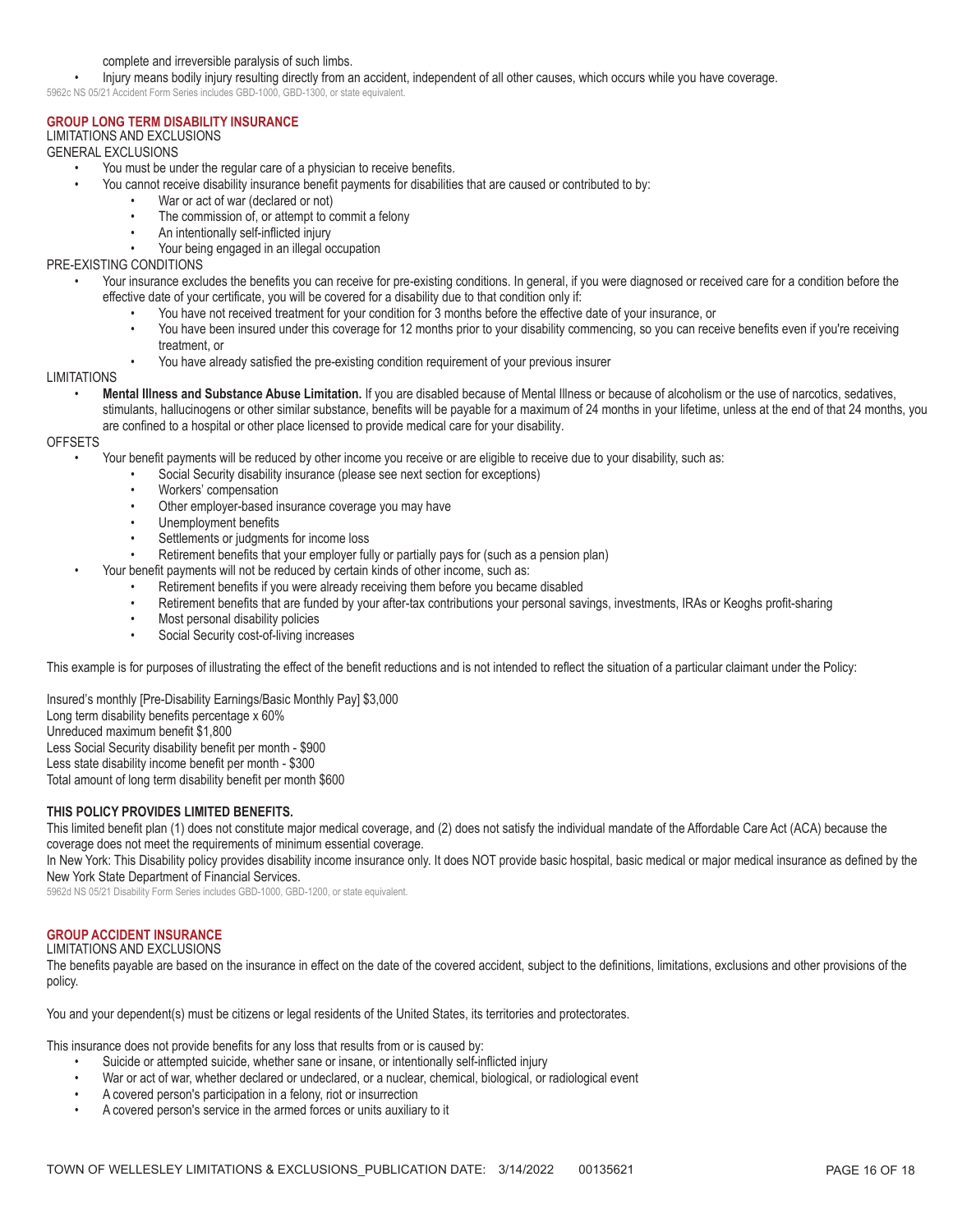complete and irreversible paralysis of such limbs.

- Injury means bodily injury resulting directly from an accident, independent of all other causes, which occurs while you have coverage.

5962c NS 05/21 Accident Form Series includes GBD-1000, GBD-1300, or state equivalent.

## GROUP LONG TERM DISABILITY INSURANCE

LIMITATIONS AND EXCLUSIONS

GENERAL EXCLUSIONS

- You must be under the regular care of a physician to receive benefits.
- You cannot receive disability insurance benefit payments for disabilities that are caused or contributed to by:
  - War or act of war (declared or not)
  - The commission of, or attempt to commit a felony
  - An intentionally self-inflicted injury
  - Your being engaged in an illegal occupation

PRE-EXISTING CONDITIONS

- Your insurance excludes the benefits you can receive for pre-existing conditions. In general, if you were diagnosed or received care for a condition before the effective date of your certificate, you will be covered for a disability due to that condition only if:
  - You have not received treatment for your condition for 3 months before the effective date of your insurance, or
  - You have been insured under this coverage for 12 months prior to your disability commencing, so you can receive benefits even if you're receiving treatment, or
  - You have already satisfied the pre-existing condition requirement of your previous insurer

LIMITATIONS

- **Mental Illness and Substance Abuse Limitation.** If you are disabled because of Mental Illness or because of alcoholism or the use of narcotics, sedatives, stimulants, hallucinogens or other similar substance, benefits will be payable for a maximum of 24 months in your lifetime, unless at the end of that 24 months, you are confined to a hospital or other place licensed to provide medical care for your disability.

OFFSETS

- Your benefit payments will be reduced by other income you receive or are eligible to receive due to your disability, such as:
  - Social Security disability insurance (please see next section for exceptions)
  - Workers' compensation
  - Other employer-based insurance coverage you may have
  - Unemployment benefits
  - Settlements or judgments for income loss
  - Retirement benefits that your employer fully or partially pays for (such as a pension plan)
- Your benefit payments will not be reduced by certain kinds of other income, such as:
  - Retirement benefits if you were already receiving them before you became disabled
  - Retirement benefits that are funded by your after-tax contributions your personal savings, investments, IRAs or Keoghs profit-sharing
  - Most personal disability policies
  - Social Security cost-of-living increases

This example is for purposes of illustrating the effect of the benefit reductions and is not intended to reflect the situation of a particular claimant under the Policy:

Insured's monthly [Pre-Disability Earnings/Basic Monthly Pay] $3,000
Long term disability benefits percentage x 60%
Unreduced maximum benefit $1,800
Less Social Security disability benefit per month - $900
Less state disability income benefit per month - $300
Total amount of long term disability benefit per month $600

**THIS POLICY PROVIDES LIMITED BENEFITS.**

This limited benefit plan (1) does not constitute major medical coverage, and (2) does not satisfy the individual mandate of the Affordable Care Act (ACA) because the coverage does not meet the requirements of minimum essential coverage.

In New York: This Disability policy provides disability income insurance only. It does NOT provide basic hospital, basic medical or major medical insurance as defined by the New York State Department of Financial Services.

5962d NS 05/21 Disability Form Series includes GBD-1000, GBD-1200, or state equivalent.

## GROUP ACCIDENT INSURANCE

LIMITATIONS AND EXCLUSIONS

The benefits payable are based on the insurance in effect on the date of the covered accident, subject to the definitions, limitations, exclusions and other provisions of the policy.

You and your dependent(s) must be citizens or legal residents of the United States, its territories and protectorates.

This insurance does not provide benefits for any loss that results from or is caused by:

- Suicide or attempted suicide, whether sane or insane, or intentionally self-inflicted injury
- War or act of war, whether declared or undeclared, or a nuclear, chemical, biological, or radiological event
- A covered person's participation in a felony, riot or insurrection
- A covered person's service in the armed forces or units auxiliary to it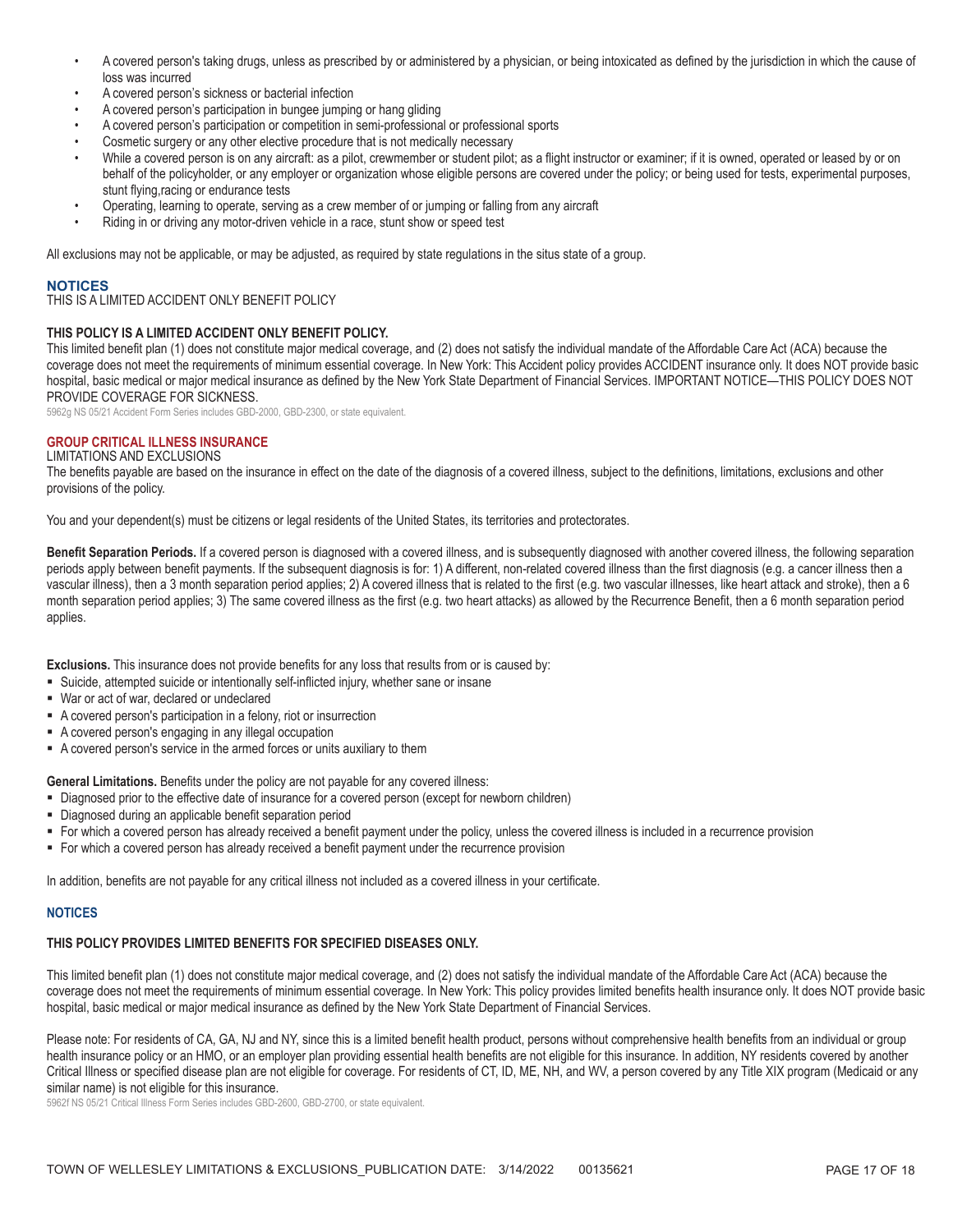- A covered person's taking drugs, unless as prescribed by or administered by a physician, or being intoxicated as defined by the jurisdiction in which the cause of loss was incurred
- A covered person's sickness or bacterial infection
- A covered person's participation in bungee jumping or hang gliding
- A covered person's participation or competition in semi-professional or professional sports
- Cosmetic surgery or any other elective procedure that is not medically necessary
- While a covered person is on any aircraft: as a pilot, crewmember or student pilot; as a flight instructor or examiner; if it is owned, operated or leased by or on behalf of the policyholder, or any employer or organization whose eligible persons are covered under the policy; or being used for tests, experimental purposes, stunt flying,racing or endurance tests
- Operating, learning to operate, serving as a crew member of or jumping or falling from any aircraft
- Riding in or driving any motor-driven vehicle in a race, stunt show or speed test

All exclusions may not be applicable, or may be adjusted, as required by state regulations in the situs state of a group.

## NOTICES

THIS IS A LIMITED ACCIDENT ONLY BENEFIT POLICY

**THIS POLICY IS A LIMITED ACCIDENT ONLY BENEFIT POLICY.**

This limited benefit plan (1) does not constitute major medical coverage, and (2) does not satisfy the individual mandate of the Affordable Care Act (ACA) because the coverage does not meet the requirements of minimum essential coverage. In New York: This Accident policy provides ACCIDENT insurance only. It does NOT provide basic hospital, basic medical or major medical insurance as defined by the New York State Department of Financial Services. IMPORTANT NOTICE—THIS POLICY DOES NOT PROVIDE COVERAGE FOR SICKNESS.

5962g NS 05/21 Accident Form Series includes GBD-2000, GBD-2300, or state equivalent.

## GROUP CRITICAL ILLNESS INSURANCE

LIMITATIONS AND EXCLUSIONS

The benefits payable are based on the insurance in effect on the date of the diagnosis of a covered illness, subject to the definitions, limitations, exclusions and other provisions of the policy.

You and your dependent(s) must be citizens or legal residents of the United States, its territories and protectorates.

**Benefit Separation Periods.** If a covered person is diagnosed with a covered illness, and is subsequently diagnosed with another covered illness, the following separation periods apply between benefit payments. If the subsequent diagnosis is for: 1) A different, non-related covered illness than the first diagnosis (e.g. a cancer illness then a vascular illness), then a 3 month separation period applies; 2) A covered illness that is related to the first (e.g. two vascular illnesses, like heart attack and stroke), then a 6 month separation period applies; 3) The same covered illness as the first (e.g. two heart attacks) as allowed by the Recurrence Benefit, then a 6 month separation period applies.

**Exclusions.** This insurance does not provide benefits for any loss that results from or is caused by:

- Suicide, attempted suicide or intentionally self-inflicted injury, whether sane or insane
- War or act of war, declared or undeclared
- A covered person's participation in a felony, riot or insurrection
- A covered person's engaging in any illegal occupation
- A covered person's service in the armed forces or units auxiliary to them

**General Limitations.** Benefits under the policy are not payable for any covered illness:

- Diagnosed prior to the effective date of insurance for a covered person (except for newborn children)
- Diagnosed during an applicable benefit separation period
- For which a covered person has already received a benefit payment under the policy, unless the covered illness is included in a recurrence provision
- For which a covered person has already received a benefit payment under the recurrence provision

In addition, benefits are not payable for any critical illness not included as a covered illness in your certificate.

## NOTICES

**THIS POLICY PROVIDES LIMITED BENEFITS FOR SPECIFIED DISEASES ONLY.**

This limited benefit plan (1) does not constitute major medical coverage, and (2) does not satisfy the individual mandate of the Affordable Care Act (ACA) because the coverage does not meet the requirements of minimum essential coverage. In New York: This policy provides limited benefits health insurance only. It does NOT provide basic hospital, basic medical or major medical insurance as defined by the New York State Department of Financial Services.

Please note: For residents of CA, GA, NJ and NY, since this is a limited benefit health product, persons without comprehensive health benefits from an individual or group health insurance policy or an HMO, or an employer plan providing essential health benefits are not eligible for this insurance. In addition, NY residents covered by another Critical Illness or specified disease plan are not eligible for coverage. For residents of CT, ID, ME, NH, and WV, a person covered by any Title XIX program (Medicaid or any similar name) is not eligible for this insurance.

5962f NS 05/21 Critical Illness Form Series includes GBD-2600, GBD-2700, or state equivalent.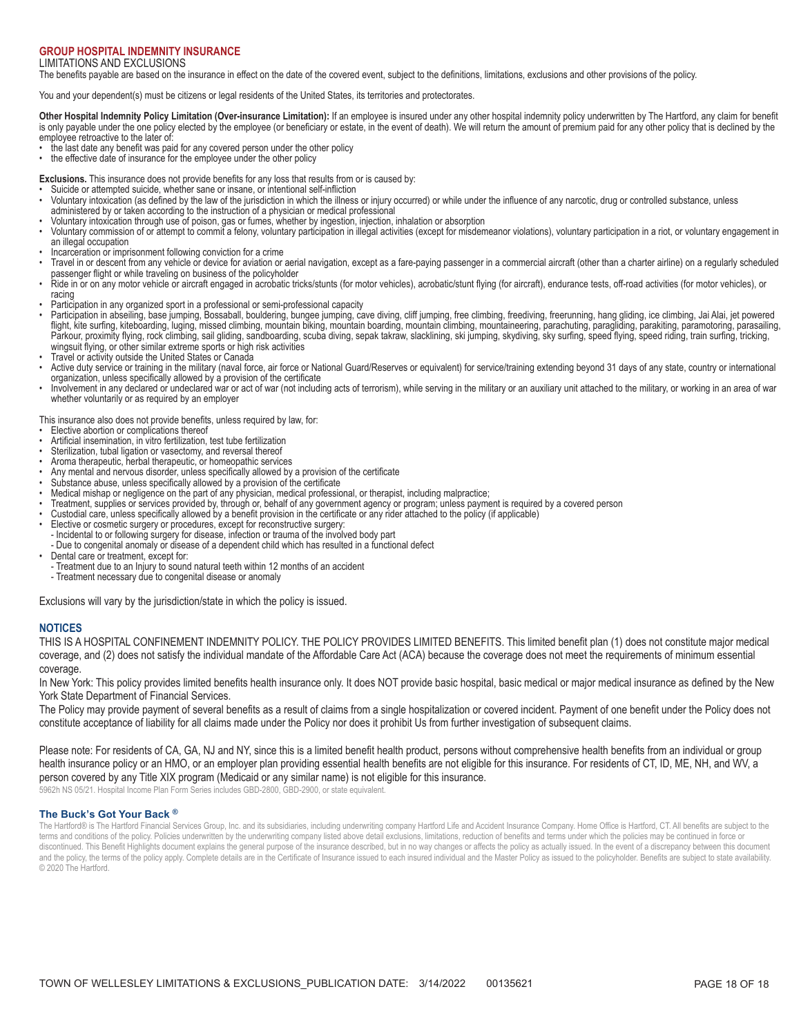## GROUP HOSPITAL INDEMNITY INSURANCE

LIMITATIONS AND EXCLUSIONS

The benefits payable are based on the insurance in effect on the date of the covered event, subject to the definitions, limitations, exclusions and other provisions of the policy.

You and your dependent(s) must be citizens or legal residents of the United States, its territories and protectorates.

**Other Hospital Indemnity Policy Limitation (Over-insurance Limitation):** If an employee is insured under any other hospital indemnity policy underwritten by The Hartford, any claim for benefit is only payable under the one policy elected by the employee (or beneficiary or estate, in the event of death). We will return the amount of premium paid for any other policy that is declined by the employee retroactive to the later of:

- the last date any benefit was paid for any covered person under the other policy
- the effective date of insurance for the employee under the other policy

**Exclusions.** This insurance does not provide benefits for any loss that results from or is caused by:

- Suicide or attempted suicide, whether sane or insane, or intentional self-infliction
- Voluntary intoxication (as defined by the law of the jurisdiction in which the illness or injury occurred) or while under the influence of any narcotic, drug or controlled substance, unless administered by or taken according to the instruction of a physician or medical professional
- Voluntary intoxication through use of poison, gas or fumes, whether by ingestion, injection, inhalation or absorption
- Voluntary commission of or attempt to commit a felony, voluntary participation in illegal activities (except for misdemeanor violations), voluntary participation in a riot, or voluntary engagement in an illegal occupation
- Incarceration or imprisonment following conviction for a crime
- Travel in or descent from any vehicle or device for aviation or aerial navigation, except as a fare-paying passenger in a commercial aircraft (other than a charter airline) on a regularly scheduled passenger flight or while traveling on business of the policyholder
- Ride in or on any motor vehicle or aircraft engaged in acrobatic tricks/stunts (for motor vehicles), acrobatic/stunt flying (for aircraft), endurance tests, off-road activities (for motor vehicles), or racing
- Participation in any organized sport in a professional or semi-professional capacity
- Participation in abseiling, base jumping, Bossaball, bouldering, bungee jumping, cave diving, cliff jumping, free climbing, freediving, freerunning, hang gliding, ice climbing, Jai Alai, jet powered flight, kite surfing, kiteboarding, luging, missed climbing, mountain biking, mountain boarding, mountain climbing, mountaineering, parachuting, paragliding, parakiting, paramotoring, parasailing, Parkour, proximity flying, rock climbing, sail gliding, sandboarding, scuba diving, sepak takraw, slacklining, ski jumping, skydiving, sky surfing, speed flying, speed riding, train surfing, tricking, wingsuit flying, or other similar extreme sports or high risk activities
- Travel or activity outside the United States or Canada
- Active duty service or training in the military (naval force, air force or National Guard/Reserves or equivalent) for service/training extending beyond 31 days of any state, country or international organization, unless specifically allowed by a provision of the certificate
- Involvement in any declared or undeclared war or act of war (not including acts of terrorism), while serving in the military or an auxiliary unit attached to the military, or working in an area of war whether voluntarily or as required by an employer

This insurance also does not provide benefits, unless required by law, for:

- Elective abortion or complications thereof
- Artificial insemination, in vitro fertilization, test tube fertilization
- Sterilization, tubal ligation or vasectomy, and reversal thereof
- Aroma therapeutic, herbal therapeutic, or homeopathic services
- Any mental and nervous disorder, unless specifically allowed by a provision of the certificate
- Substance abuse, unless specifically allowed by a provision of the certificate
- Medical mishap or negligence on the part of any physician, medical professional, or therapist, including malpractice;
- Treatment, supplies or services provided by, through or, behalf of any government agency or program; unless payment is required by a covered person
- Custodial care, unless specifically allowed by a benefit provision in the certificate or any rider attached to the policy (if applicable)
- Elective or cosmetic surgery or procedures, except for reconstructive surgery:
  - Incidental to or following surgery for disease, infection or trauma of the involved body part
  - Due to congenital anomaly or disease of a dependent child which has resulted in a functional defect
- Dental care or treatment, except for:
  - Treatment due to an Injury to sound natural teeth within 12 months of an accident
  - Treatment necessary due to congenital disease or anomaly

Exclusions will vary by the jurisdiction/state in which the policy is issued.

### NOTICES

THIS IS A HOSPITAL CONFINEMENT INDEMNITY POLICY. THE POLICY PROVIDES LIMITED BENEFITS. This limited benefit plan (1) does not constitute major medical coverage, and (2) does not satisfy the individual mandate of the Affordable Care Act (ACA) because the coverage does not meet the requirements of minimum essential coverage.

In New York: This policy provides limited benefits health insurance only. It does NOT provide basic hospital, basic medical or major medical insurance as defined by the New York State Department of Financial Services.

The Policy may provide payment of several benefits as a result of claims from a single hospitalization or covered incident. Payment of one benefit under the Policy does not constitute acceptance of liability for all claims made under the Policy nor does it prohibit Us from further investigation of subsequent claims.

Please note: For residents of CA, GA, NJ and NY, since this is a limited benefit health product, persons without comprehensive health benefits from an individual or group health insurance policy or an HMO, or an employer plan providing essential health benefits are not eligible for this insurance. For residents of CT, ID, ME, NH, and WV, a person covered by any Title XIX program (Medicaid or any similar name) is not eligible for this insurance.

5962h NS 05/21. Hospital Income Plan Form Series includes GBD-2800, GBD-2900, or state equivalent.

**The Buck's Got Your Back ®**

The Hartford® is The Hartford Financial Services Group, Inc. and its subsidiaries, including underwriting company Hartford Life and Accident Insurance Company. Home Office is Hartford, CT. All benefits are subject to the terms and conditions of the policy. Policies underwritten by the underwriting company listed above detail exclusions, limitations, reduction of benefits and terms under which the policies may be continued in force or discontinued. This Benefit Highlights document explains the general purpose of the insurance described, but in no way changes or affects the policy as actually issued. In the event of a discrepancy between this document and the policy, the terms of the policy apply. Complete details are in the Certificate of Insurance issued to each insured individual and the Master Policy as issued to the policyholder. Benefits are subject to state availability. © 2020 The Hartford.